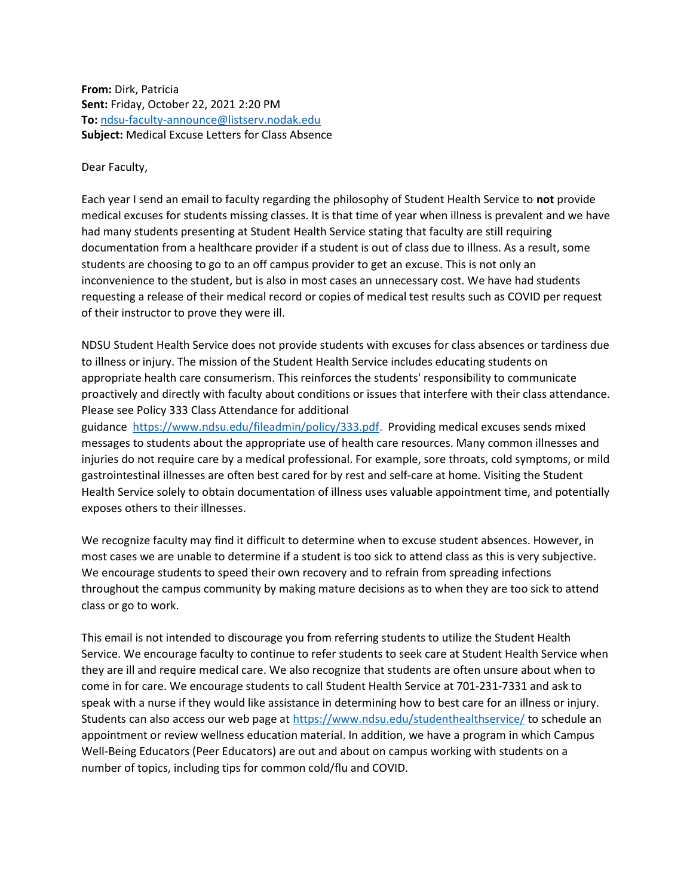**From:** Dirk, Patricia
**Sent:** Friday, October 22, 2021 2:20 PM
**To:** ndsu-faculty-announce@listserv.nodak.edu
**Subject:** Medical Excuse Letters for Class Absence

Dear Faculty,

Each year I send an email to faculty regarding the philosophy of Student Health Service to **not** provide medical excuses for students missing classes. It is that time of year when illness is prevalent and we have had many students presenting at Student Health Service stating that faculty are still requiring documentation from a healthcare provider if a student is out of class due to illness. As a result, some students are choosing to go to an off campus provider to get an excuse. This is not only an inconvenience to the student, but is also in most cases an unnecessary cost. We have had students requesting a release of their medical record or copies of medical test results such as COVID per request of their instructor to prove they were ill.

NDSU Student Health Service does not provide students with excuses for class absences or tardiness due to illness or injury. The mission of the Student Health Service includes educating students on appropriate health care consumerism. This reinforces the students' responsibility to communicate proactively and directly with faculty about conditions or issues that interfere with their class attendance. Please see Policy 333 Class Attendance for additional guidance https://www.ndsu.edu/fileadmin/policy/333.pdf. Providing medical excuses sends mixed messages to students about the appropriate use of health care resources. Many common illnesses and injuries do not require care by a medical professional. For example, sore throats, cold symptoms, or mild gastrointestinal illnesses are often best cared for by rest and self-care at home. Visiting the Student Health Service solely to obtain documentation of illness uses valuable appointment time, and potentially exposes others to their illnesses.

We recognize faculty may find it difficult to determine when to excuse student absences. However, in most cases we are unable to determine if a student is too sick to attend class as this is very subjective. We encourage students to speed their own recovery and to refrain from spreading infections throughout the campus community by making mature decisions as to when they are too sick to attend class or go to work.

This email is not intended to discourage you from referring students to utilize the Student Health Service. We encourage faculty to continue to refer students to seek care at Student Health Service when they are ill and require medical care. We also recognize that students are often unsure about when to come in for care. We encourage students to call Student Health Service at 701-231-7331 and ask to speak with a nurse if they would like assistance in determining how to best care for an illness or injury. Students can also access our web page at https://www.ndsu.edu/studenthealthservice/ to schedule an appointment or review wellness education material. In addition, we have a program in which Campus Well-Being Educators (Peer Educators) are out and about on campus working with students on a number of topics, including tips for common cold/flu and COVID.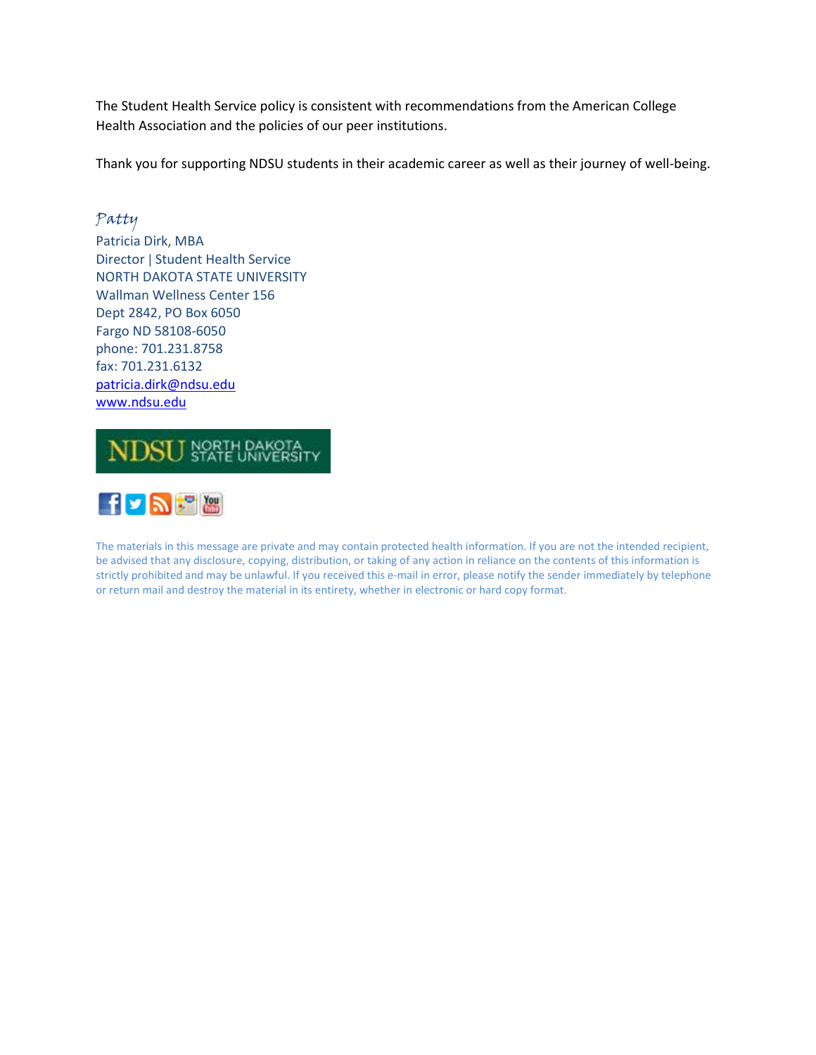The Student Health Service policy is consistent with recommendations from the American College Health Association and the policies of our peer institutions.

Thank you for supporting NDSU students in their academic career as well as their journey of well-being.

*Patty*
Patricia Dirk, MBA
Director | Student Health Service
NORTH DAKOTA STATE UNIVERSITY
Wallman Wellness Center 156
Dept 2842, PO Box 6050
Fargo ND 58108-6050
phone: 701.231.8758
fax: 701.231.6132
patricia.dirk@ndsu.edu
www.ndsu.edu

NDSU NORTH DAKOTA STATE UNIVERSITY

The materials in this message are private and may contain protected health information. If you are not the intended recipient, be advised that any disclosure, copying, distribution, or taking of any action in reliance on the contents of this information is strictly prohibited and may be unlawful. If you received this e-mail in error, please notify the sender immediately by telephone or return mail and destroy the material in its entirety, whether in electronic or hard copy format.